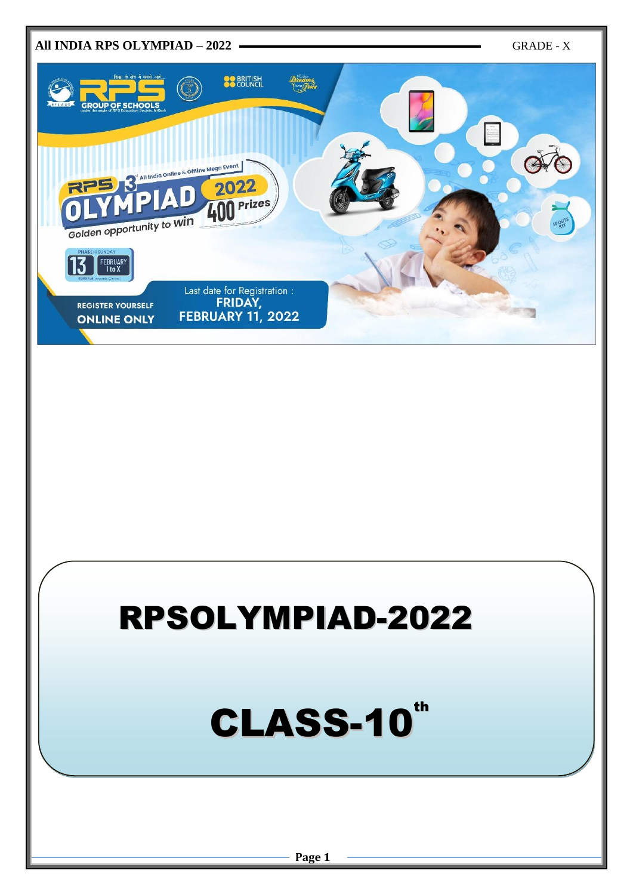# RPSOLYMPIAD-2022

# CLASS-10th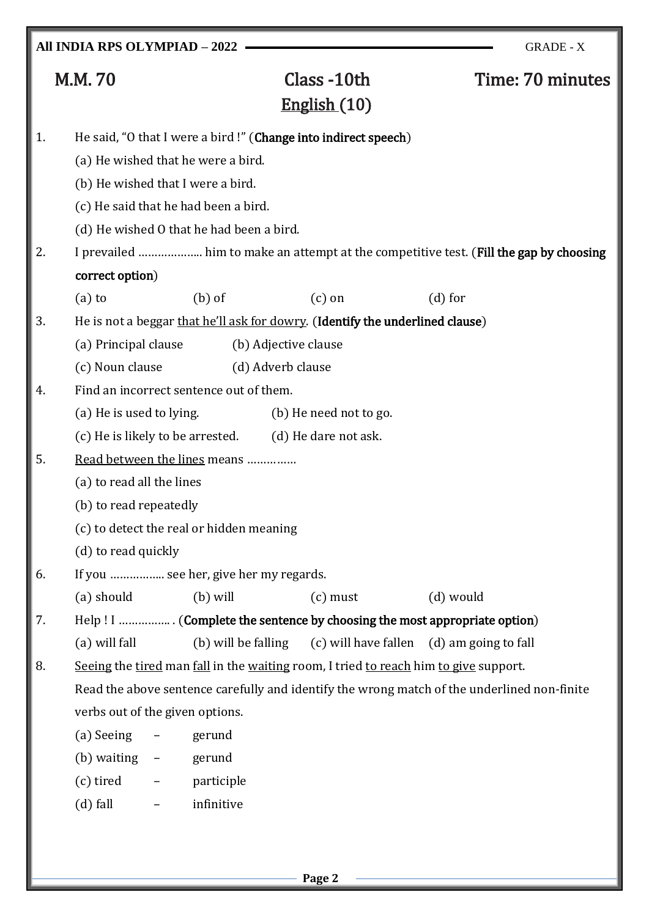M.M. 70 | Class -10th | Time: 70 minutes

## English (10)

1. He said, "O that I were a bird !" (**Change into indirect speech**)

   (a) He wished that he were a bird.

   (b) He wished that I were a bird.

   (c) He said that he had been a bird.

   (d) He wished O that he had been a bird.

2. I prevailed ……………….. him to make an attempt at the competitive test. (**Fill the gap by choosing correct option**)

   (a) to (b) of (c) on (d) for

3. He is not a beggar <u>that he'll ask for dowry</u>. (**Identify the underlined clause**)

   (a) Principal clause (b) Adjective clause

   (c) Noun clause (d) Adverb clause

4. Find an incorrect sentence out of them.

   (a) He is used to lying. (b) He need not to go.

   (c) He is likely to be arrested. (d) He dare not ask.

5. <u>Read between the lines</u> means ……………

   (a) to read all the lines

   (b) to read repeatedly

   (c) to detect the real or hidden meaning

   (d) to read quickly

6. If you …………….. see her, give her my regards.

   (a) should (b) will (c) must (d) would

7. Help ! I ……………. . (**Complete the sentence by choosing the most appropriate option**)

   (a) will fall (b) will be falling (c) will have fallen (d) am going to fall

8. <u>Seeing</u> the <u>tired</u> man <u>fall</u> in the <u>waiting</u> room, I tried <u>to reach</u> him <u>to give</u> support.

   Read the above sentence carefully and identify the wrong match of the underlined non-finite verbs out of the given options.

   (a) Seeing – gerund

   (b) waiting – gerund

   (c) tired – participle

   (d) fall – infinitive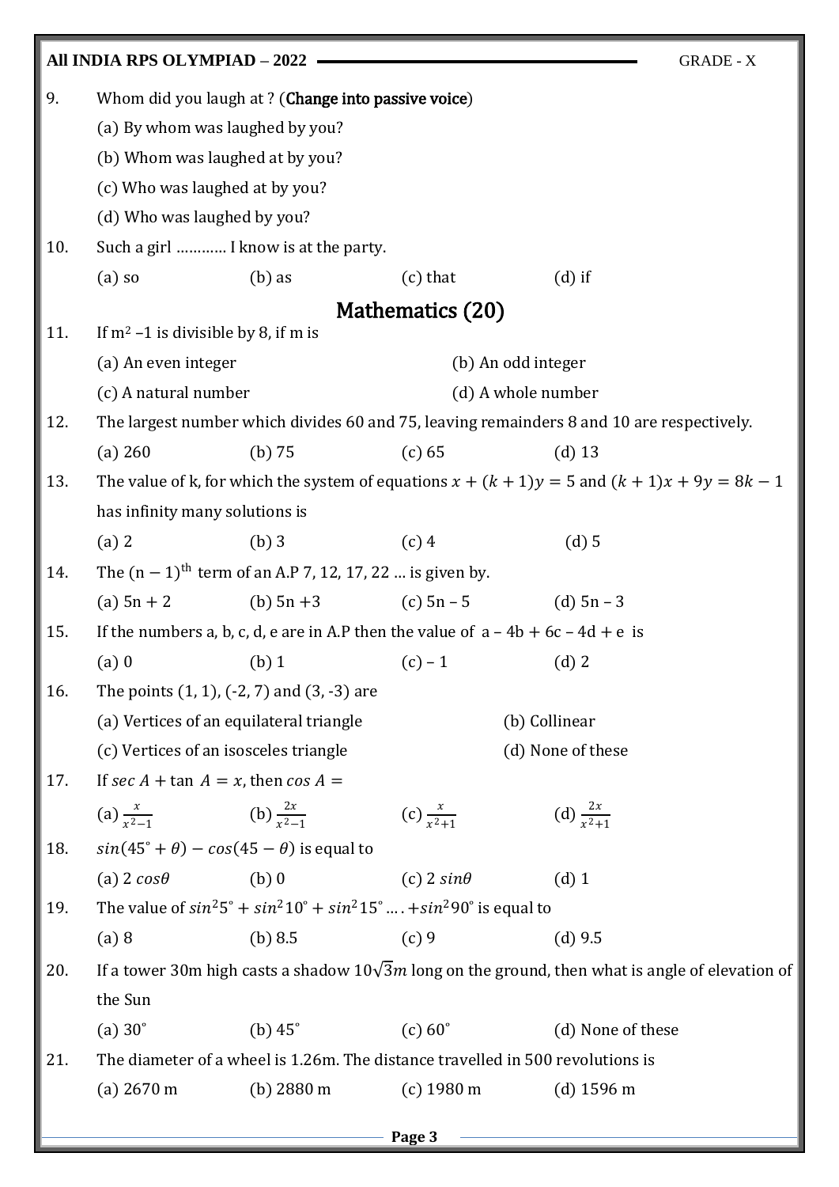9. Whom did you laugh at ? (**Change into passive voice**)

   (a) By whom was laughed by you?

   (b) Whom was laughed at by you?

   (c) Who was laughed at by you?

   (d) Who was laughed by you?

10. Such a girl ………… I know is at the party.

   (a) so (b) as (c) that (d) if

## Mathematics (20)

11. If $m^2 - 1$ is divisible by 8, if m is

   (a) An even integer (b) An odd integer

   (c) A natural number (d) A whole number

12. The largest number which divides 60 and 75, leaving remainders 8 and 10 are respectively.

   (a) 260 (b) 75 (c) 65 (d) 13

13. The value of k, for which the system of equations $x + (k+1)y = 5$ and $(k+1)x + 9y = 8k - 1$ has infinity many solutions is

   (a) 2 (b) 3 (c) 4 (d) 5

14. The $(n-1)^{th}$ term of an A.P 7, 12, 17, 22 … is given by.

   (a) 5n + 2 (b) 5n +3 (c) 5n – 5 (d) 5n – 3

15. If the numbers a, b, c, d, e are in A.P then the value of a – 4b + 6c – 4d + e is

   (a) 0 (b) 1 (c) – 1 (d) 2

16. The points (1, 1), (-2, 7) and (3, -3) are

   (a) Vertices of an equilateral triangle (b) Collinear

   (c) Vertices of an isosceles triangle (d) None of these

17. If $sec\ A + \tan\ A = x$, then $cos\ A =$

   (a) $\frac{x}{x^2-1}$ (b) $\frac{2x}{x^2-1}$ (c) $\frac{x}{x^2+1}$ (d) $\frac{2x}{x^2+1}$

18. $sin(45^\circ + \theta) - cos(45 - \theta)$ is equal to

   (a) $2\ cos\theta$ (b) 0 (c) $2\ sin\theta$ (d) 1

19. The value of $sin^2 5^\circ + sin^2 10^\circ + sin^2 15^\circ \ldots . + sin^2 90^\circ$ is equal to

   (a) 8 (b) 8.5 (c) 9 (d) 9.5

20. If a tower 30m high casts a shadow $10\sqrt{3}m$ long on the ground, then what is angle of elevation of the Sun

   (a) $30^\circ$ (b) $45^\circ$ (c) $60^\circ$ (d) None of these

21. The diameter of a wheel is 1.26m. The distance travelled in 500 revolutions is

   (a) 2670 m (b) 2880 m (c) 1980 m (d) 1596 m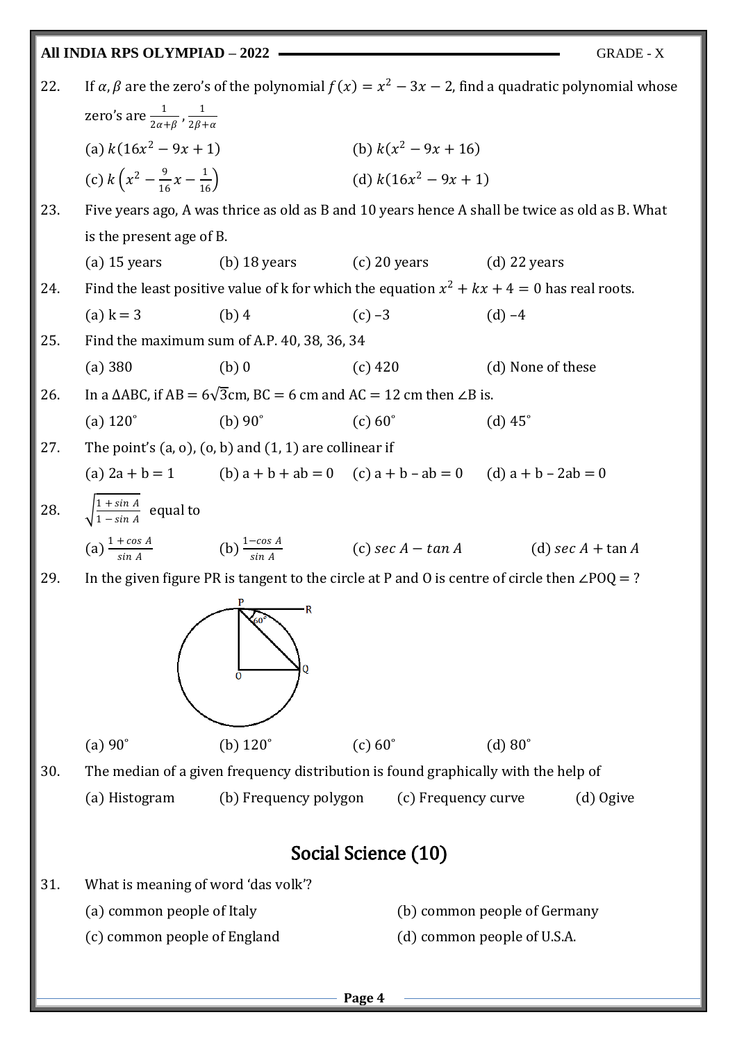22. If $\alpha, \beta$ are the zero's of the polynomial $f(x) = x^2 - 3x - 2$, find a quadratic polynomial whose zero's are $\frac{1}{2\alpha+\beta}, \frac{1}{2\beta+\alpha}$

(a) $k(16x^2 - 9x + 1)$ (b) $k(x^2 - 9x + 16)$

(c) $k\left(x^2 - \frac{9}{16}x - \frac{1}{16}\right)$ (d) $k(16x^2 - 9x + 1)$

23. Five years ago, A was thrice as old as B and 10 years hence A shall be twice as old as B. What is the present age of B.

(a) 15 years (b) 18 years (c) 20 years (d) 22 years

24. Find the least positive value of k for which the equation $x^2 + kx + 4 = 0$ has real roots.

(a) k = 3 (b) 4 (c) –3 (d) –4

25. Find the maximum sum of A.P. 40, 38, 36, 34

(a) 380 (b) 0 (c) 420 (d) None of these

26. In a ΔABC, if AB = $6\sqrt{3}$cm, BC = 6 cm and AC = 12 cm then ∠B is.

(a) 120˚ (b) 90˚ (c) 60˚ (d) 45˚

27. The point's (a, o), (o, b) and (1, 1) are collinear if

(a) 2a + b = 1 (b) a + b + ab = 0 (c) a + b – ab = 0 (d) a + b – 2ab = 0

28. $\sqrt{\frac{1 + \sin A}{1 - \sin A}}$ equal to

(a) $\frac{1 + \cos A}{\sin A}$ (b) $\frac{1 - \cos A}{\sin A}$ (c) $\sec A - \tan A$ (d) $\sec A + \tan A$

29. In the given figure PR is tangent to the circle at P and O is centre of circle then ∠POQ = ?

(a) 90˚ (b) 120˚ (c) 60˚ (d) 80˚

30. The median of a given frequency distribution is found graphically with the help of

(a) Histogram (b) Frequency polygon (c) Frequency curve (d) Ogive

## Social Science (10)

31. What is meaning of word 'das volk'?

(a) common people of Italy (b) common people of Germany

(c) common people of England (d) common people of U.S.A.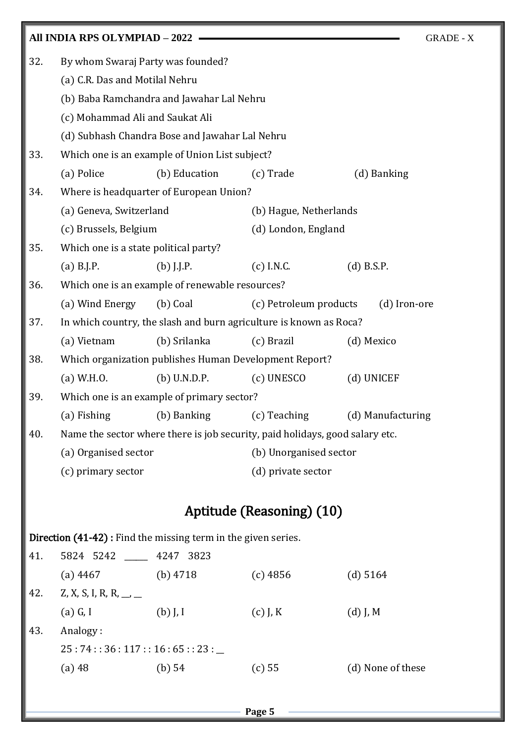32. By whom Swaraj Party was founded?

(a) C.R. Das and Motilal Nehru

(b) Baba Ramchandra and Jawahar Lal Nehru

(c) Mohammad Ali and Saukat Ali

(d) Subhash Chandra Bose and Jawahar Lal Nehru

33. Which one is an example of Union List subject?

(a) Police (b) Education (c) Trade (d) Banking

34. Where is headquarter of European Union?

(a) Geneva, Switzerland (b) Hague, Netherlands

(c) Brussels, Belgium (d) London, England

35. Which one is a state political party?

(a) B.J.P. (b) J.J.P. (c) I.N.C. (d) B.S.P.

36. Which one is an example of renewable resources?

(a) Wind Energy (b) Coal (c) Petroleum products (d) Iron-ore

37. In which country, the slash and burn agriculture is known as Roca?

(a) Vietnam (b) Srilanka (c) Brazil (d) Mexico

38. Which organization publishes Human Development Report?

(a) W.H.O. (b) U.N.D.P. (c) UNESCO (d) UNICEF

39. Which one is an example of primary sector?

(a) Fishing (b) Banking (c) Teaching (d) Manufacturing

40. Name the sector where there is job security, paid holidays, good salary etc.

(a) Organised sector (b) Unorganised sector

(c) primary sector (d) private sector

## Aptitude (Reasoning) (10)

**Direction (41-42) :** Find the missing term in the given series.

41. 5824 5242 _____ 4247 3823

(a) 4467 (b) 4718 (c) 4856 (d) 5164

42. Z, X, S, I, R, R, __, __

(a) G, I (b) J, I (c) J, K (d) J, M

43. Analogy :

25 : 74 : : 36 : 117 : : 16 : 65 : : 23 : __

(a) 48 (b) 54 (c) 55 (d) None of these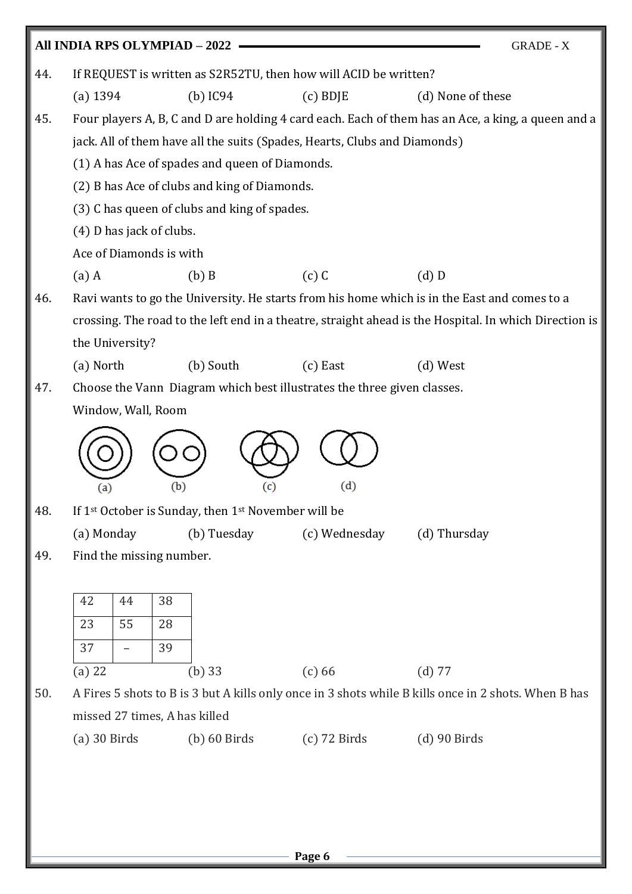44. If REQUEST is written as S2R52TU, then how will ACID be written?

(a) 1394 (b) IC94 (c) BDJE (d) None of these

45. Four players A, B, C and D are holding 4 card each. Each of them has an Ace, a king, a queen and a jack. All of them have all the suits (Spades, Hearts, Clubs and Diamonds)

(1) A has Ace of spades and queen of Diamonds.

(2) B has Ace of clubs and king of Diamonds.

(3) C has queen of clubs and king of spades.

(4) D has jack of clubs.

Ace of Diamonds is with

(a) A (b) B (c) C (d) D

46. Ravi wants to go the University. He starts from his home which is in the East and comes to a crossing. The road to the left end in a theatre, straight ahead is the Hospital. In which Direction is the University?

(a) North (b) South (c) East (d) West

47. Choose the Vann Diagram which best illustrates the three given classes.

Window, Wall, Room

(a) (b) (c) (d)

48. If 1st October is Sunday, then 1st November will be

(a) Monday (b) Tuesday (c) Wednesday (d) Thursday

49. Find the missing number.

| 42 | 44 | 38 |
|---|---|---|
| 23 | 55 | 28 |
| 37 | – | 39 |

(a) 22 (b) 33 (c) 66 (d) 77

50. A Fires 5 shots to B is 3 but A kills only once in 3 shots while B kills once in 2 shots. When B has missed 27 times, A has killed

(a) 30 Birds (b) 60 Birds (c) 72 Birds (d) 90 Birds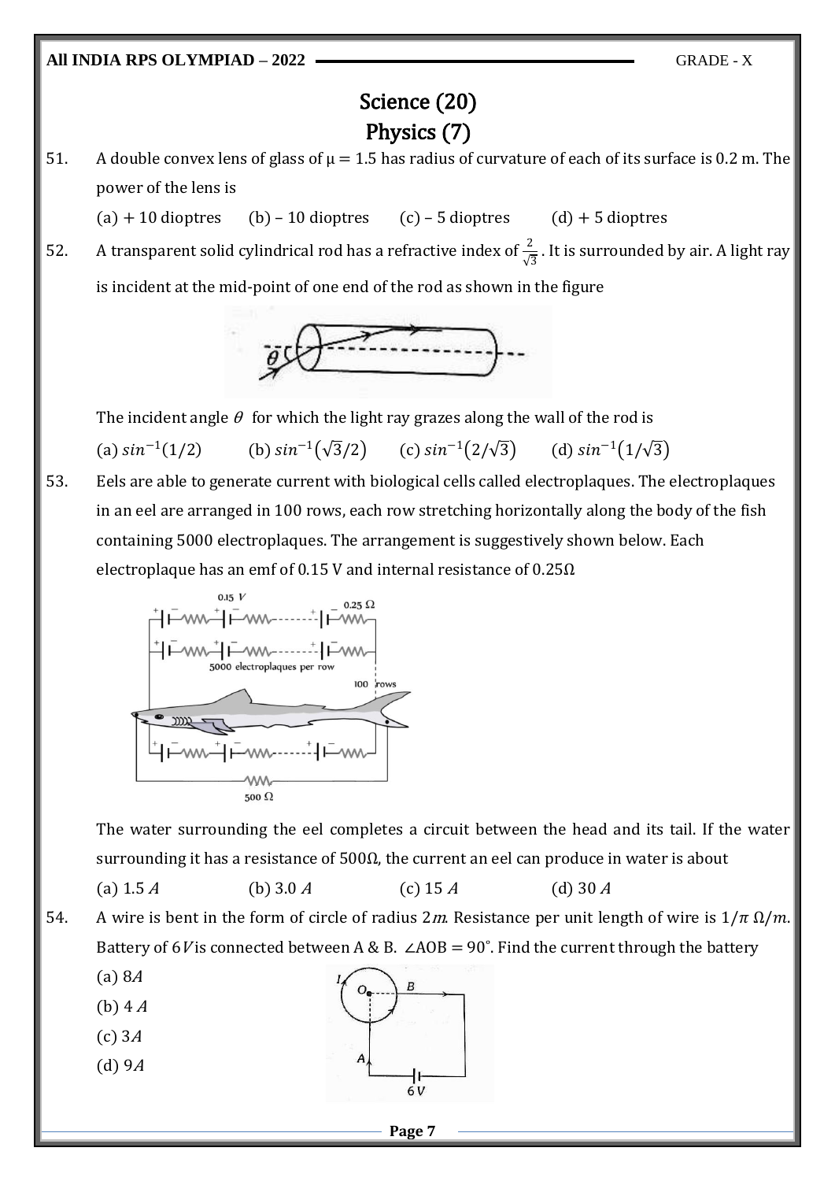# Science (20)

## Physics (7)

51. A double convex lens of glass of $\mu = 1.5$ has radius of curvature of each of its surface is 0.2 m. The power of the lens is

    (a) + 10 dioptres (b) – 10 dioptres (c) – 5 dioptres (d) + 5 dioptres

52. A transparent solid cylindrical rod has a refractive index of $\frac{2}{\sqrt{3}}$. It is surrounded by air. A light ray is incident at the mid-point of one end of the rod as shown in the figure

    The incident angle $\theta$ for which the light ray grazes along the wall of the rod is

    (a) $sin^{-1}(1/2)$ (b) $sin^{-1}(\sqrt{3}/2)$ (c) $sin^{-1}(2/\sqrt{3})$ (d) $sin^{-1}(1/\sqrt{3})$

53. Eels are able to generate current with biological cells called electroplaques. The electroplaques in an eel are arranged in 100 rows, each row stretching horizontally along the body of the fish containing 5000 electroplaques. The arrangement is suggestively shown below. Each electroplaque has an emf of 0.15 V and internal resistance of 0.25Ω

    The water surrounding the eel completes a circuit between the head and its tail. If the water surrounding it has a resistance of 500Ω, the current an eel can produce in water is about

    (a) 1.5 $A$ (b) 3.0 $A$ (c) 15 $A$ (d) 30 $A$

54. A wire is bent in the form of circle of radius $2m$. Resistance per unit length of wire is $1/\pi\ \Omega/m$. Battery of $6V$ is connected between A & B. $\angle AOB = 90^\circ$. Find the current through the battery

    (a) $8A$

    (b) $4\ A$

    (c) $3A$

    (d) $9A$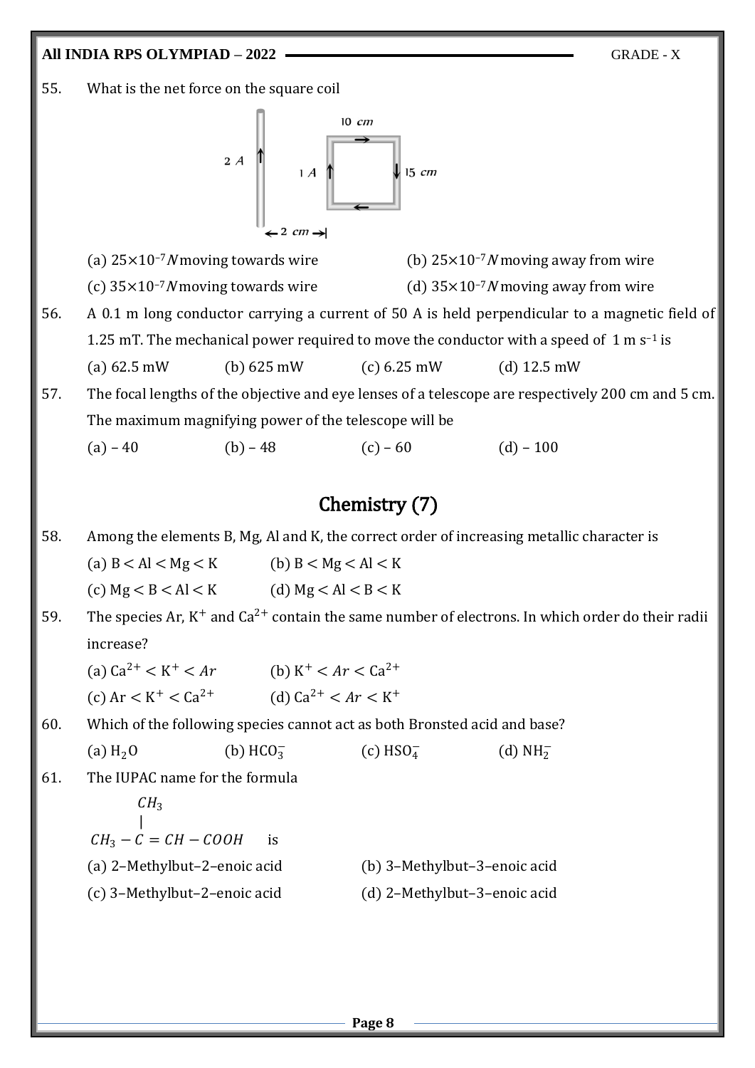55. What is the net force on the square coil

(a) $25\times10^{-7} N$ moving towards wire
(b) $25\times10^{-7} N$ moving away from wire
(c) $35\times10^{-7} N$ moving towards wire
(d) $35\times10^{-7} N$ moving away from wire

56. A 0.1 m long conductor carrying a current of 50 A is held perpendicular to a magnetic field of 1.25 mT. The mechanical power required to move the conductor with a speed of 1 m $s^{-1}$ is

(a) 62.5 mW
(b) 625 mW
(c) 6.25 mW
(d) 12.5 mW

57. The focal lengths of the objective and eye lenses of a telescope are respectively 200 cm and 5 cm. The maximum magnifying power of the telescope will be

(a) – 40
(b) – 48
(c) – 60
(d) – 100

## Chemistry (7)

58. Among the elements B, Mg, Al and K, the correct order of increasing metallic character is

(a) B < Al < Mg < K
(b) B < Mg < Al < K
(c) Mg < B < Al < K
(d) Mg < Al < B < K

59. The species Ar, $K^{+}$ and $Ca^{2+}$ contain the same number of electrons. In which order do their radii increase?

(a) $Ca^{2+} < K^{+} < Ar$
(b) $K^{+} < Ar < Ca^{2+}$
(c) $Ar < K^{+} < Ca^{2+}$
(d) $Ca^{2+} < Ar < K^{+}$

60. Which of the following species cannot act as both Bronsted acid and base?

(a) $H_2O$
(b) $HCO_3^{-}$
(c) $HSO_4^{-}$
(d) $NH_2^{-}$

61. The IUPAC name for the formula

$$CH_3-\overset{\overset{\displaystyle CH_3}{|}}{C}=CH-COOH$$

is

(a) 2–Methylbut–2–enoic acid
(b) 3–Methylbut–3–enoic acid
(c) 3–Methylbut–2–enoic acid
(d) 2–Methylbut–3–enoic acid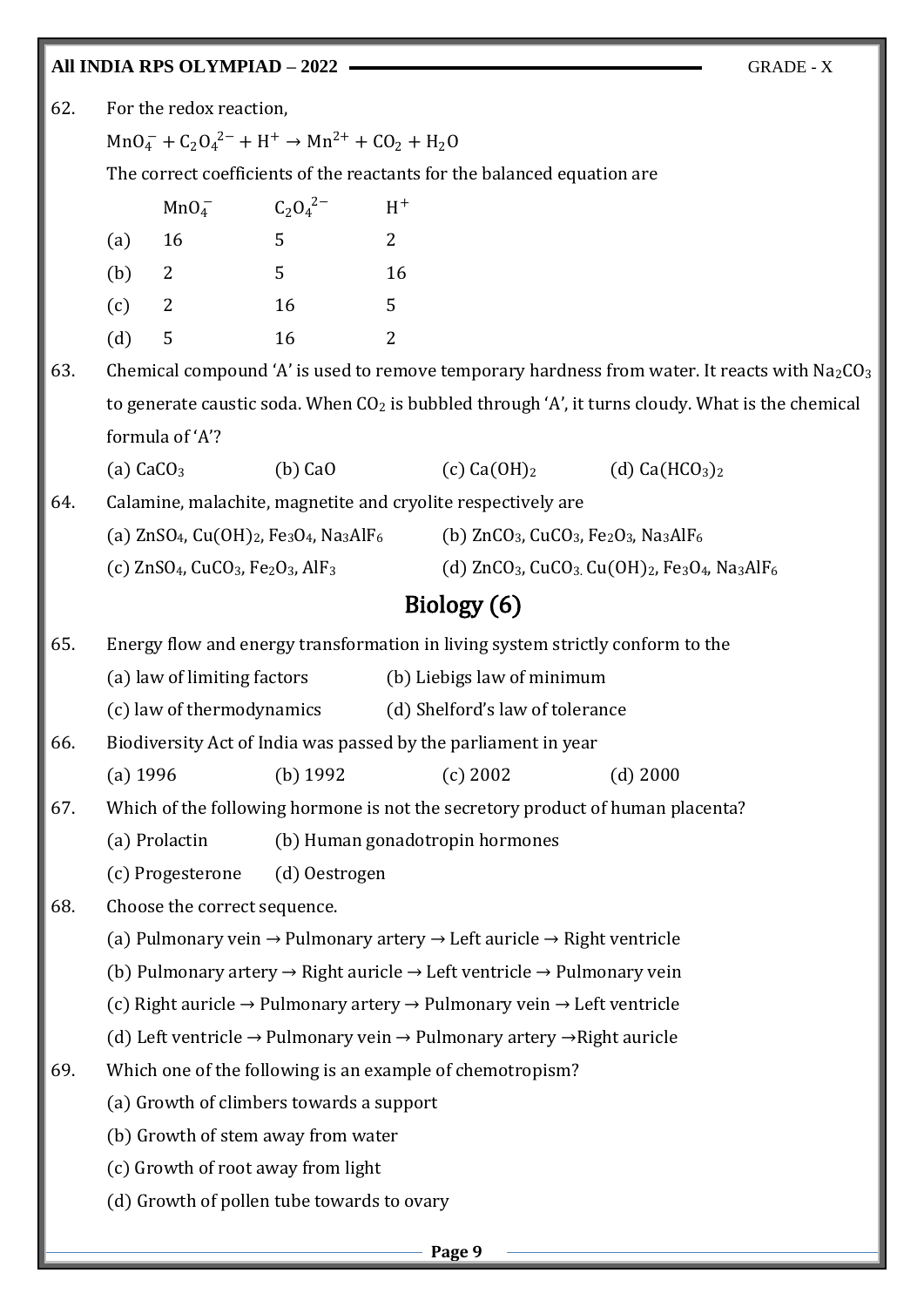62. For the redox reaction,

$MnO_4^- + C_2O_4^{2-} + H^+ \rightarrow Mn^{2+} + CO_2 + H_2O$

The correct coefficients of the reactants for the balanced equation are

| | $MnO_4^-$ | $C_2O_4^{2-}$ | $H^+$ |
|---|---|---|---|
| (a) | 16 | 5 | 2 |
| (b) | 2 | 5 | 16 |
| (c) | 2 | 16 | 5 |
| (d) | 5 | 16 | 2 |

63. Chemical compound 'A' is used to remove temporary hardness from water. It reacts with $Na_2CO_3$ to generate caustic soda. When $CO_2$ is bubbled through 'A', it turns cloudy. What is the chemical formula of 'A'?

(a) $CaCO_3$ (b) $CaO$ (c) $Ca(OH)_2$ (d) $Ca(HCO_3)_2$

64. Calamine, malachite, magnetite and cryolite respectively are

(a) $ZnSO_4$, $Cu(OH)_2$, $Fe_3O_4$, $Na_3AlF_6$ (b) $ZnCO_3$, $CuCO_3$, $Fe_2O_3$, $Na_3AlF_6$

(c) $ZnSO_4$, $CuCO_3$, $Fe_2O_3$, $AlF_3$ (d) $ZnCO_3$, $CuCO_3 . Cu(OH)_2$, $Fe_3O_4$, $Na_3AlF_6$

## Biology (6)

65. Energy flow and energy transformation in living system strictly conform to the

(a) law of limiting factors (b) Liebigs law of minimum

(c) law of thermodynamics (d) Shelford's law of tolerance

66. Biodiversity Act of India was passed by the parliament in year

(a) 1996 (b) 1992 (c) 2002 (d) 2000

67. Which of the following hormone is not the secretory product of human placenta?

(a) Prolactin (b) Human gonadotropin hormones

(c) Progesterone (d) Oestrogen

68. Choose the correct sequence.

(a) Pulmonary vein → Pulmonary artery → Left auricle → Right ventricle

(b) Pulmonary artery → Right auricle → Left ventricle → Pulmonary vein

(c) Right auricle → Pulmonary artery → Pulmonary vein → Left ventricle

(d) Left ventricle → Pulmonary vein → Pulmonary artery → Right auricle

69. Which one of the following is an example of chemotropism?

(a) Growth of climbers towards a support

(b) Growth of stem away from water

(c) Growth of root away from light

(d) Growth of pollen tube towards to ovary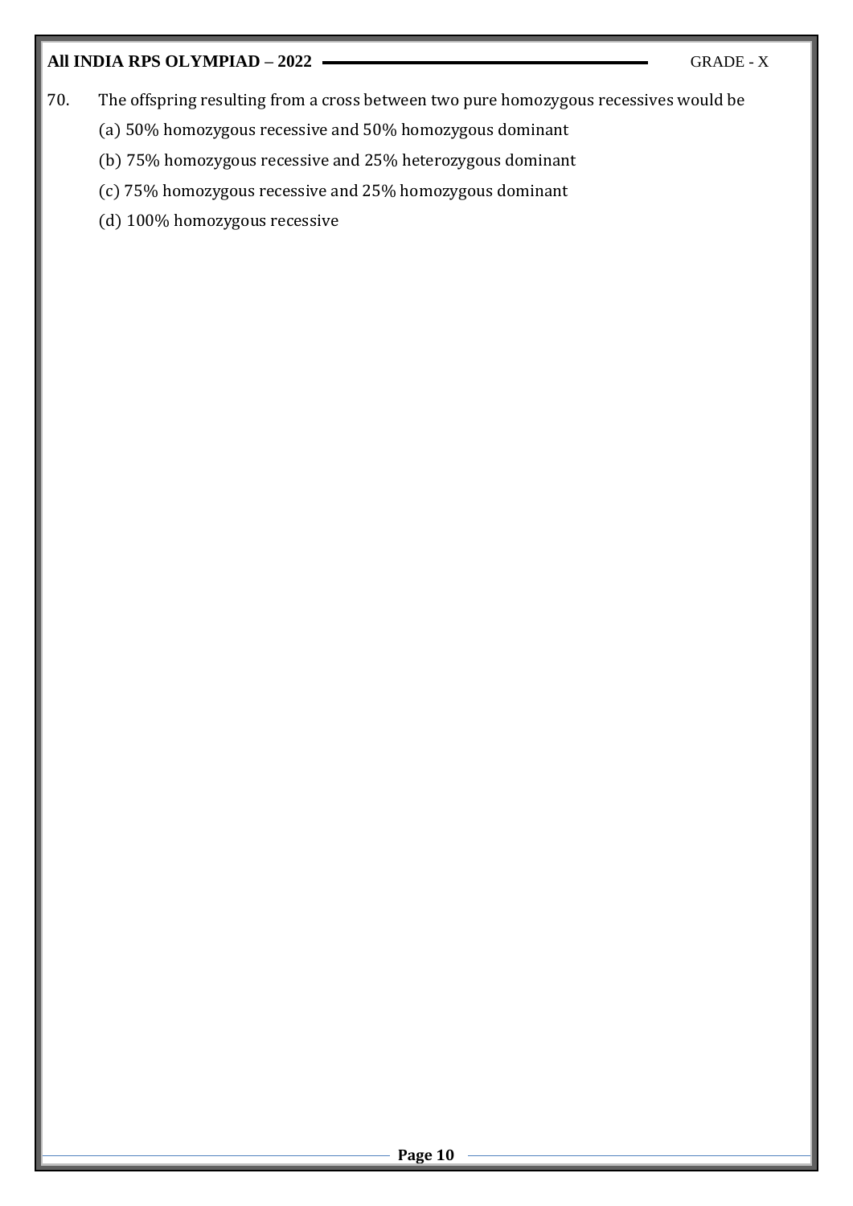70. The offspring resulting from a cross between two pure homozygous recessives would be

(a) 50% homozygous recessive and 50% homozygous dominant

(b) 75% homozygous recessive and 25% heterozygous dominant

(c) 75% homozygous recessive and 25% homozygous dominant

(d) 100% homozygous recessive